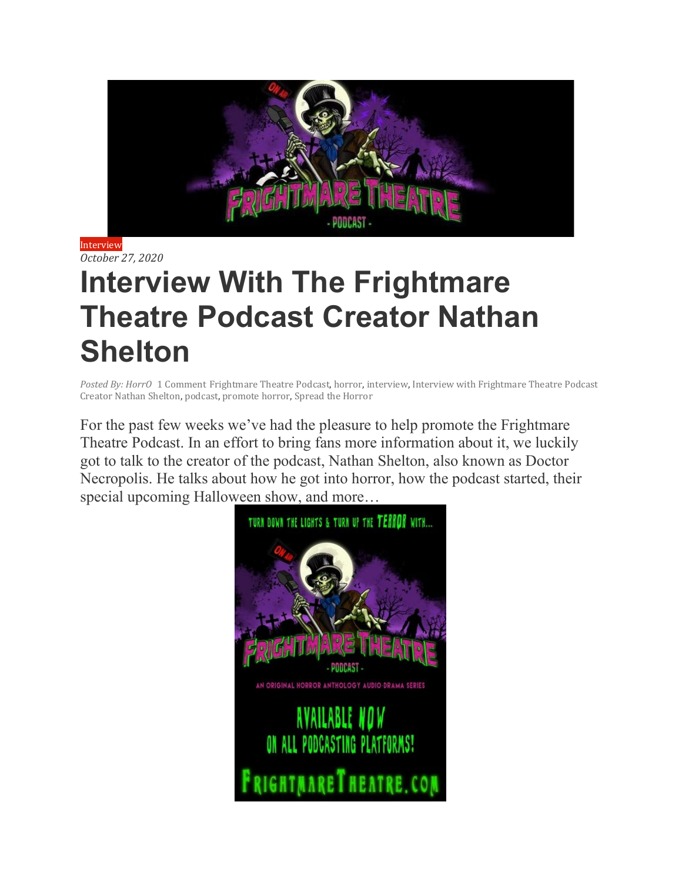Interview

*October 27, 2020*

# Interview With The Frightmare Theatre Podcast Creator Nathan Shelton

*Posted By: HorrO* 1 Comment Frightmare Theatre Podcast, horror, interview, Interview with Frightmare Theatre Podcast Creator Nathan Shelton, podcast, promote horror, Spread the Horror

For the past few weeks we've had the pleasure to help promote the Frightmare Theatre Podcast. In an effort to bring fans more information about it, we luckily got to talk to the creator of the podcast, Nathan Shelton, also known as Doctor Necropolis. He talks about how he got into horror, how the podcast started, their special upcoming Halloween show, and more…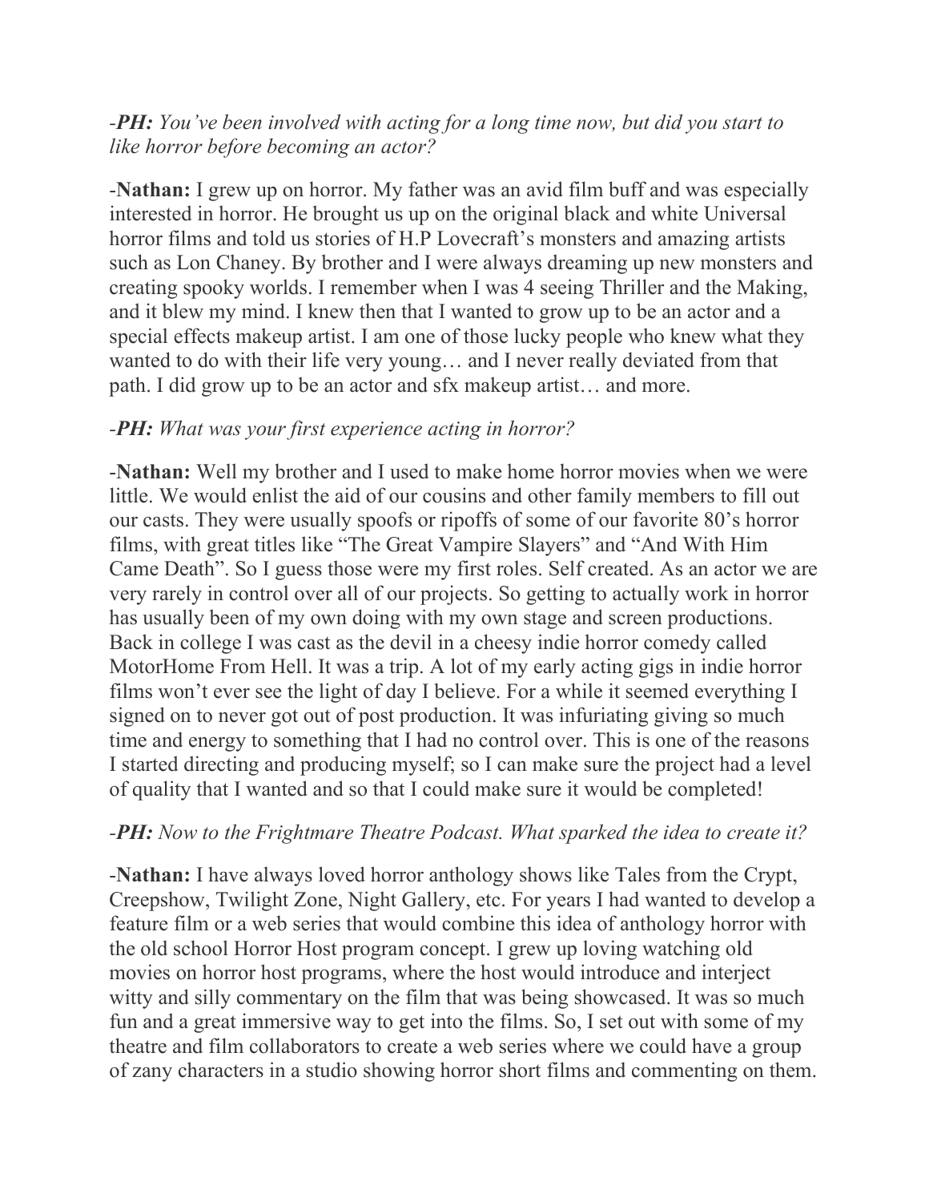-***PH:*** *You've been involved with acting for a long time now, but did you start to like horror before becoming an actor?*

-**Nathan:** I grew up on horror. My father was an avid film buff and was especially interested in horror. He brought us up on the original black and white Universal horror films and told us stories of H.P Lovecraft's monsters and amazing artists such as Lon Chaney. By brother and I were always dreaming up new monsters and creating spooky worlds. I remember when I was 4 seeing Thriller and the Making, and it blew my mind. I knew then that I wanted to grow up to be an actor and a special effects makeup artist. I am one of those lucky people who knew what they wanted to do with their life very young… and I never really deviated from that path. I did grow up to be an actor and sfx makeup artist… and more.

-***PH:*** *What was your first experience acting in horror?*

-**Nathan:** Well my brother and I used to make home horror movies when we were little. We would enlist the aid of our cousins and other family members to fill out our casts. They were usually spoofs or ripoffs of some of our favorite 80's horror films, with great titles like "The Great Vampire Slayers" and "And With Him Came Death". So I guess those were my first roles. Self created. As an actor we are very rarely in control over all of our projects. So getting to actually work in horror has usually been of my own doing with my own stage and screen productions. Back in college I was cast as the devil in a cheesy indie horror comedy called MotorHome From Hell. It was a trip. A lot of my early acting gigs in indie horror films won't ever see the light of day I believe. For a while it seemed everything I signed on to never got out of post production. It was infuriating giving so much time and energy to something that I had no control over. This is one of the reasons I started directing and producing myself; so I can make sure the project had a level of quality that I wanted and so that I could make sure it would be completed!

-***PH:*** *Now to the Frightmare Theatre Podcast. What sparked the idea to create it?*

-**Nathan:** I have always loved horror anthology shows like Tales from the Crypt, Creepshow, Twilight Zone, Night Gallery, etc. For years I had wanted to develop a feature film or a web series that would combine this idea of anthology horror with the old school Horror Host program concept. I grew up loving watching old movies on horror host programs, where the host would introduce and interject witty and silly commentary on the film that was being showcased. It was so much fun and a great immersive way to get into the films. So, I set out with some of my theatre and film collaborators to create a web series where we could have a group of zany characters in a studio showing horror short films and commenting on them.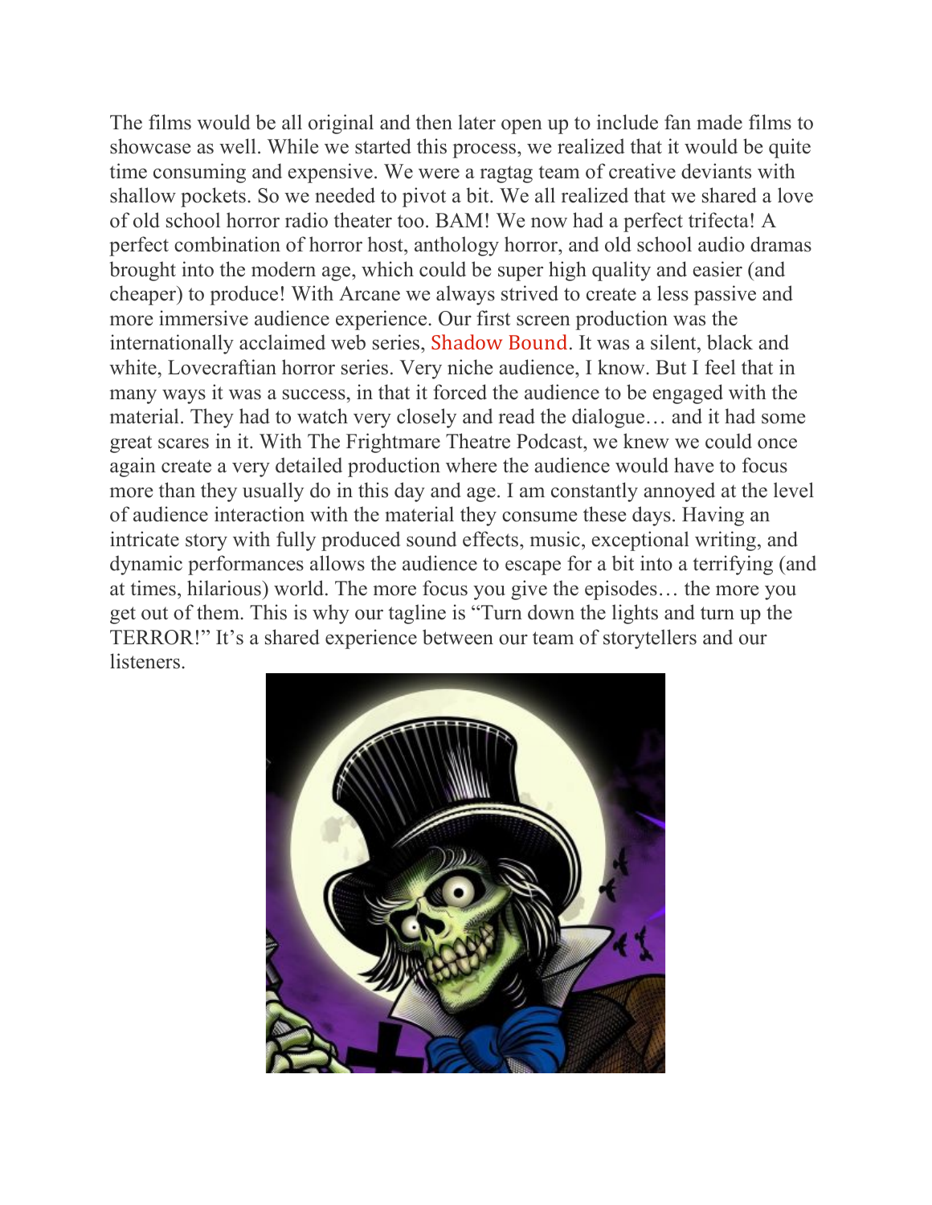The films would be all original and then later open up to include fan made films to showcase as well. While we started this process, we realized that it would be quite time consuming and expensive. We were a ragtag team of creative deviants with shallow pockets. So we needed to pivot a bit. We all realized that we shared a love of old school horror radio theater too. BAM! We now had a perfect trifecta! A perfect combination of horror host, anthology horror, and old school audio dramas brought into the modern age, which could be super high quality and easier (and cheaper) to produce! With Arcane we always strived to create a less passive and more immersive audience experience. Our first screen production was the internationally acclaimed web series, Shadow Bound. It was a silent, black and white, Lovecraftian horror series. Very niche audience, I know. But I feel that in many ways it was a success, in that it forced the audience to be engaged with the material. They had to watch very closely and read the dialogue… and it had some great scares in it. With The Frightmare Theatre Podcast, we knew we could once again create a very detailed production where the audience would have to focus more than they usually do in this day and age. I am constantly annoyed at the level of audience interaction with the material they consume these days. Having an intricate story with fully produced sound effects, music, exceptional writing, and dynamic performances allows the audience to escape for a bit into a terrifying (and at times, hilarious) world. The more focus you give the episodes… the more you get out of them. This is why our tagline is "Turn down the lights and turn up the TERROR!" It's a shared experience between our team of storytellers and our listeners.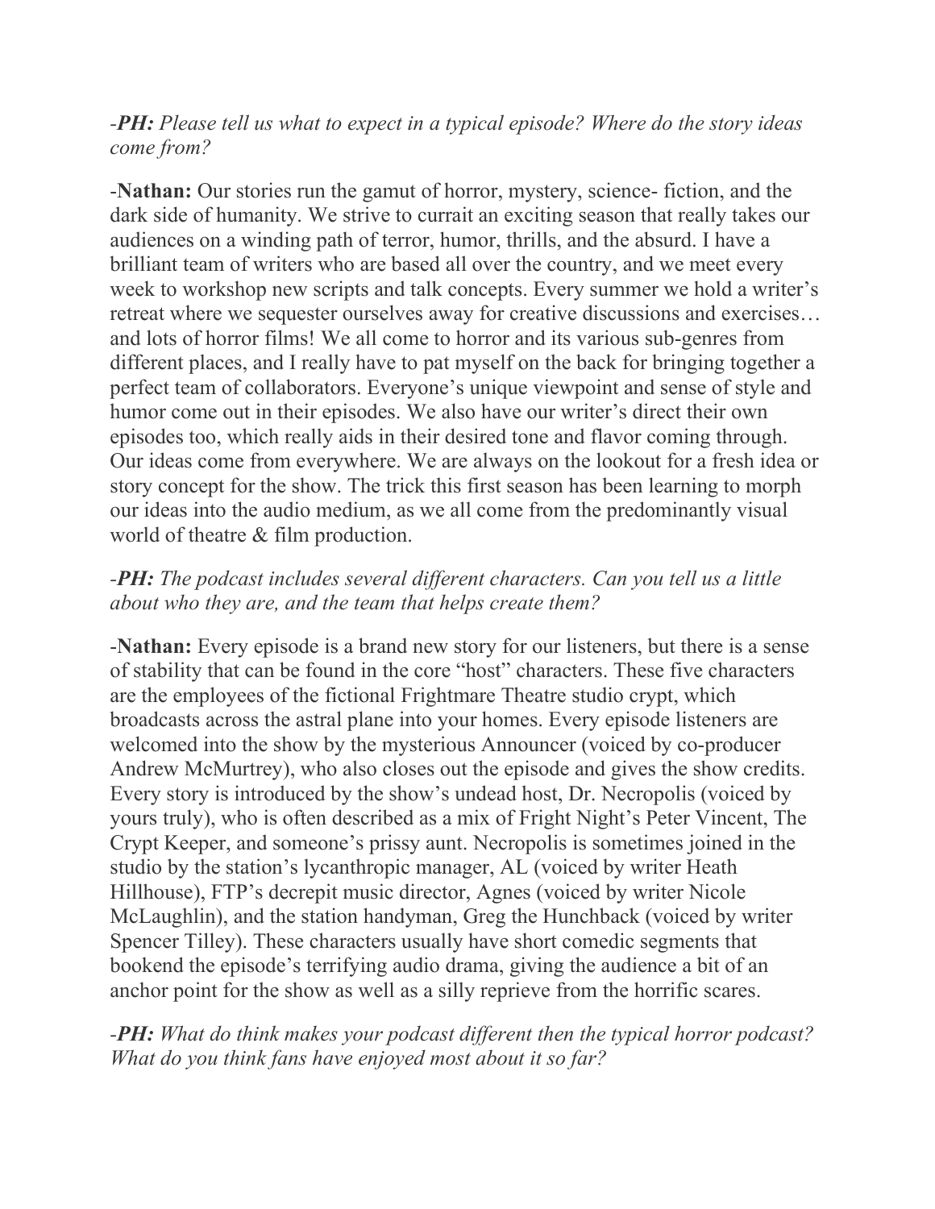-***PH:*** *Please tell us what to expect in a typical episode? Where do the story ideas come from?*

-**Nathan:** Our stories run the gamut of horror, mystery, science- fiction, and the dark side of humanity. We strive to currait an exciting season that really takes our audiences on a winding path of terror, humor, thrills, and the absurd. I have a brilliant team of writers who are based all over the country, and we meet every week to workshop new scripts and talk concepts. Every summer we hold a writer's retreat where we sequester ourselves away for creative discussions and exercises… and lots of horror films! We all come to horror and its various sub-genres from different places, and I really have to pat myself on the back for bringing together a perfect team of collaborators. Everyone's unique viewpoint and sense of style and humor come out in their episodes. We also have our writer's direct their own episodes too, which really aids in their desired tone and flavor coming through. Our ideas come from everywhere. We are always on the lookout for a fresh idea or story concept for the show. The trick this first season has been learning to morph our ideas into the audio medium, as we all come from the predominantly visual world of theatre & film production.

-***PH:*** *The podcast includes several different characters. Can you tell us a little about who they are, and the team that helps create them?*

-**Nathan:** Every episode is a brand new story for our listeners, but there is a sense of stability that can be found in the core "host" characters. These five characters are the employees of the fictional Frightmare Theatre studio crypt, which broadcasts across the astral plane into your homes. Every episode listeners are welcomed into the show by the mysterious Announcer (voiced by co-producer Andrew McMurtrey), who also closes out the episode and gives the show credits. Every story is introduced by the show's undead host, Dr. Necropolis (voiced by yours truly), who is often described as a mix of Fright Night's Peter Vincent, The Crypt Keeper, and someone's prissy aunt. Necropolis is sometimes joined in the studio by the station's lycanthropic manager, AL (voiced by writer Heath Hillhouse), FTP's decrepit music director, Agnes (voiced by writer Nicole McLaughlin), and the station handyman, Greg the Hunchback (voiced by writer Spencer Tilley). These characters usually have short comedic segments that bookend the episode's terrifying audio drama, giving the audience a bit of an anchor point for the show as well as a silly reprieve from the horrific scares.

-***PH:*** *What do think makes your podcast different then the typical horror podcast? What do you think fans have enjoyed most about it so far?*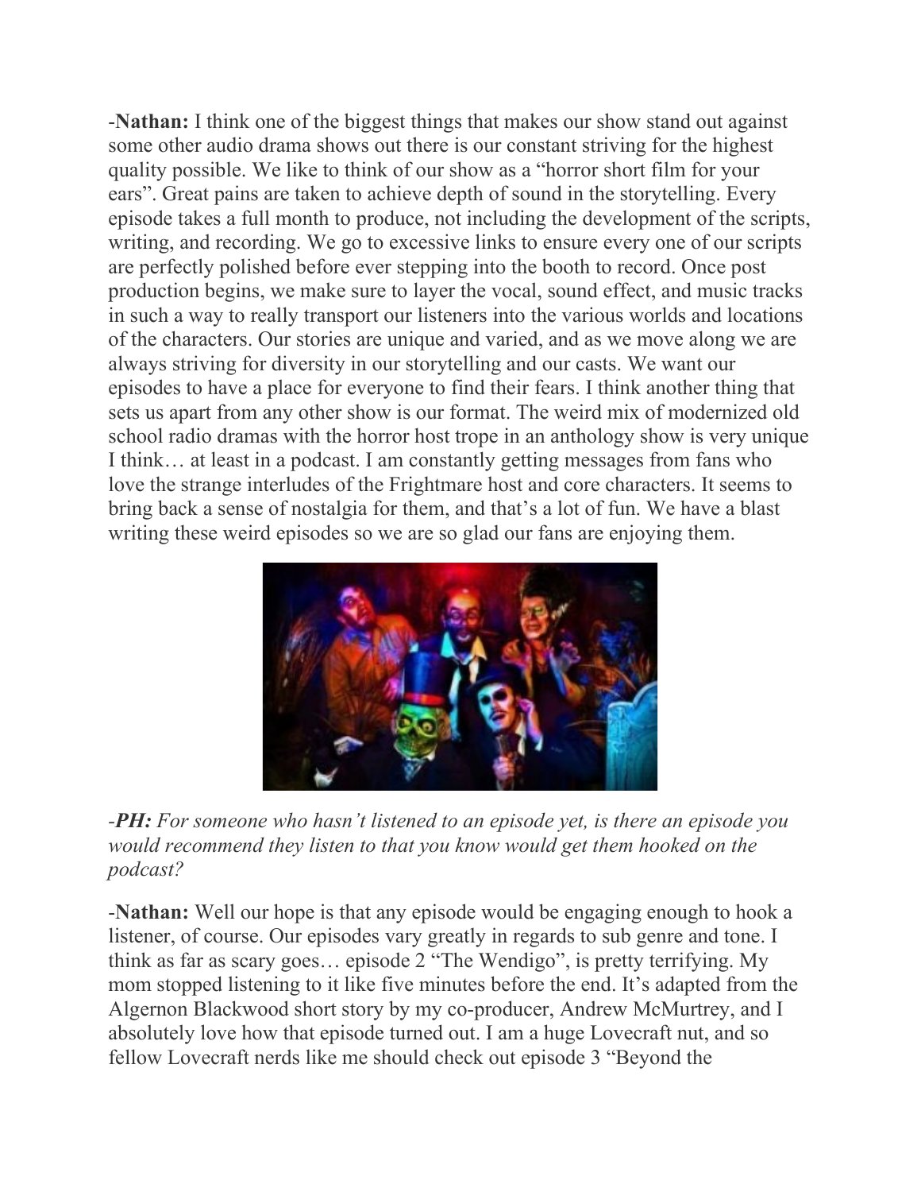-**Nathan:** I think one of the biggest things that makes our show stand out against some other audio drama shows out there is our constant striving for the highest quality possible. We like to think of our show as a "horror short film for your ears". Great pains are taken to achieve depth of sound in the storytelling. Every episode takes a full month to produce, not including the development of the scripts, writing, and recording. We go to excessive links to ensure every one of our scripts are perfectly polished before ever stepping into the booth to record. Once post production begins, we make sure to layer the vocal, sound effect, and music tracks in such a way to really transport our listeners into the various worlds and locations of the characters. Our stories are unique and varied, and as we move along we are always striving for diversity in our storytelling and our casts. We want our episodes to have a place for everyone to find their fears. I think another thing that sets us apart from any other show is our format. The weird mix of modernized old school radio dramas with the horror host trope in an anthology show is very unique I think… at least in a podcast. I am constantly getting messages from fans who love the strange interludes of the Frightmare host and core characters. It seems to bring back a sense of nostalgia for them, and that's a lot of fun. We have a blast writing these weird episodes so we are so glad our fans are enjoying them.

-***PH:*** *For someone who hasn't listened to an episode yet, is there an episode you would recommend they listen to that you know would get them hooked on the podcast?*

-**Nathan:** Well our hope is that any episode would be engaging enough to hook a listener, of course. Our episodes vary greatly in regards to sub genre and tone. I think as far as scary goes… episode 2 "The Wendigo", is pretty terrifying. My mom stopped listening to it like five minutes before the end. It's adapted from the Algernon Blackwood short story by my co-producer, Andrew McMurtrey, and I absolutely love how that episode turned out. I am a huge Lovecraft nut, and so fellow Lovecraft nerds like me should check out episode 3 "Beyond the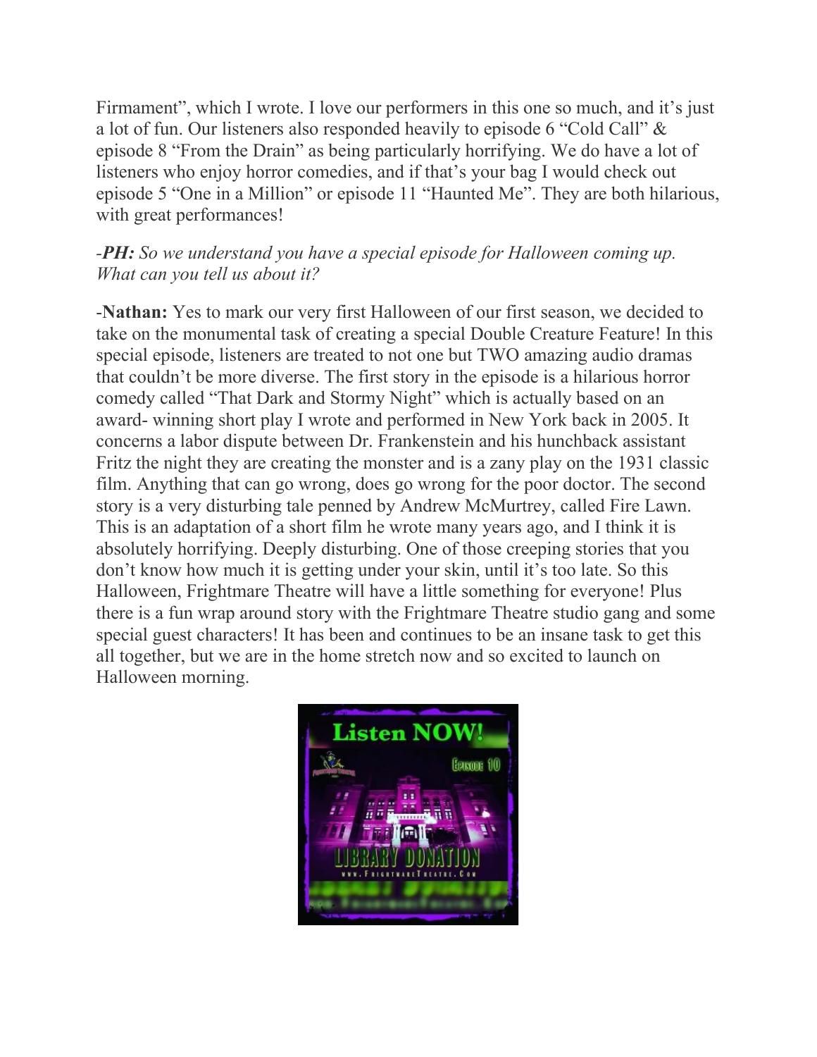Firmament", which I wrote. I love our performers in this one so much, and it's just a lot of fun. Our listeners also responded heavily to episode 6 "Cold Call" & episode 8 "From the Drain" as being particularly horrifying. We do have a lot of listeners who enjoy horror comedies, and if that's your bag I would check out episode 5 "One in a Million" or episode 11 "Haunted Me". They are both hilarious, with great performances!

-***PH:*** *So we understand you have a special episode for Halloween coming up. What can you tell us about it?*

-**Nathan:** Yes to mark our very first Halloween of our first season, we decided to take on the monumental task of creating a special Double Creature Feature! In this special episode, listeners are treated to not one but TWO amazing audio dramas that couldn't be more diverse. The first story in the episode is a hilarious horror comedy called "That Dark and Stormy Night" which is actually based on an award- winning short play I wrote and performed in New York back in 2005. It concerns a labor dispute between Dr. Frankenstein and his hunchback assistant Fritz the night they are creating the monster and is a zany play on the 1931 classic film. Anything that can go wrong, does go wrong for the poor doctor. The second story is a very disturbing tale penned by Andrew McMurtrey, called Fire Lawn. This is an adaptation of a short film he wrote many years ago, and I think it is absolutely horrifying. Deeply disturbing. One of those creeping stories that you don't know how much it is getting under your skin, until it's too late. So this Halloween, Frightmare Theatre will have a little something for everyone! Plus there is a fun wrap around story with the Frightmare Theatre studio gang and some special guest characters! It has been and continues to be an insane task to get this all together, but we are in the home stretch now and so excited to launch on Halloween morning.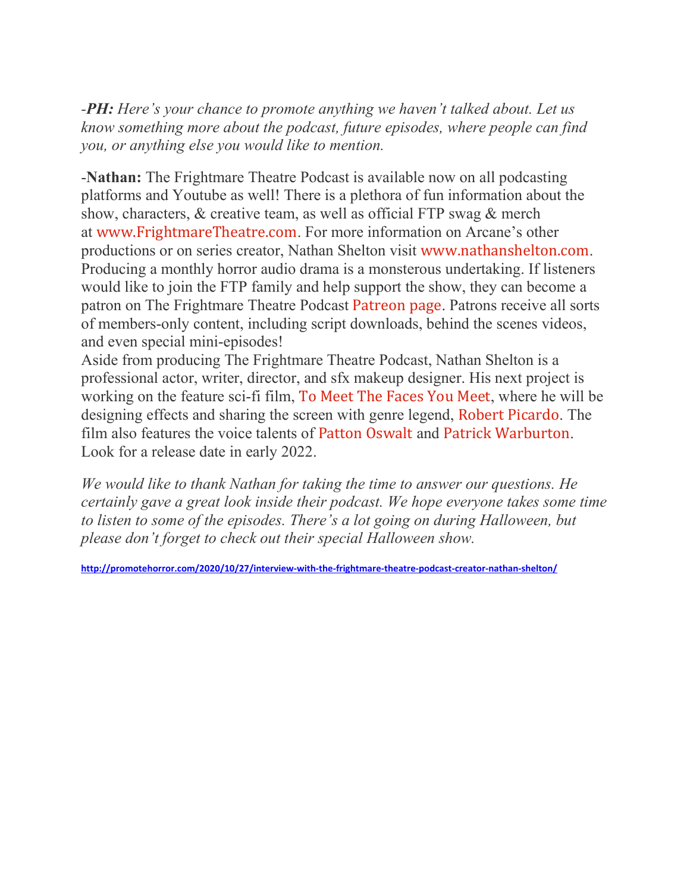-***PH:*** *Here's your chance to promote anything we haven't talked about. Let us know something more about the podcast, future episodes, where people can find you, or anything else you would like to mention.*

-**Nathan:** The Frightmare Theatre Podcast is available now on all podcasting platforms and Youtube as well! There is a plethora of fun information about the show, characters, & creative team, as well as official FTP swag & merch at www.FrightmareTheatre.com. For more information on Arcane's other productions or on series creator, Nathan Shelton visit www.nathanshelton.com. Producing a monthly horror audio drama is a monsterous undertaking. If listeners would like to join the FTP family and help support the show, they can become a patron on The Frightmare Theatre Podcast Patreon page. Patrons receive all sorts of members-only content, including script downloads, behind the scenes videos, and even special mini-episodes!

Aside from producing The Frightmare Theatre Podcast, Nathan Shelton is a professional actor, writer, director, and sfx makeup designer. His next project is working on the feature sci-fi film, To Meet The Faces You Meet, where he will be designing effects and sharing the screen with genre legend, Robert Picardo. The film also features the voice talents of Patton Oswalt and Patrick Warburton. Look for a release date in early 2022.

*We would like to thank Nathan for taking the time to answer our questions. He certainly gave a great look inside their podcast. We hope everyone takes some time to listen to some of the episodes. There's a lot going on during Halloween, but please don't forget to check out their special Halloween show.*

**http://promotehorror.com/2020/10/27/interview-with-the-frightmare-theatre-podcast-creator-nathan-shelton/**